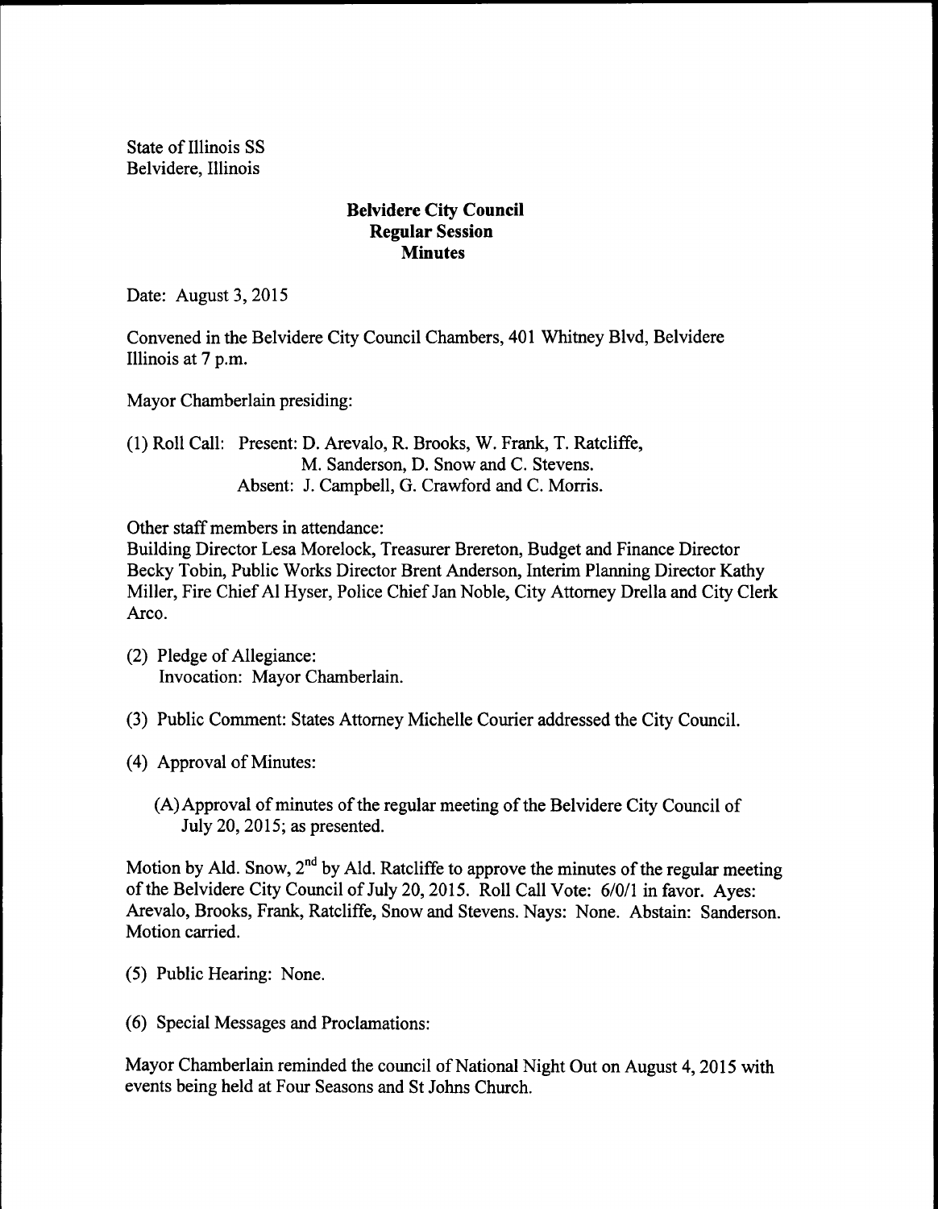State of Illinois SS
Belvidere, Illinois

**Belvidere City Council**
**Regular Session**
**Minutes**

Date: August 3, 2015

Convened in the Belvidere City Council Chambers, 401 Whitney Blvd, Belvidere Illinois at 7 p.m.

Mayor Chamberlain presiding:

(1) Roll Call: Present: D. Arevalo, R. Brooks, W. Frank, T. Ratcliffe, M. Sanderson, D. Snow and C. Stevens.
Absent: J. Campbell, G. Crawford and C. Morris.

Other staff members in attendance:
Building Director Lesa Morelock, Treasurer Brereton, Budget and Finance Director Becky Tobin, Public Works Director Brent Anderson, Interim Planning Director Kathy Miller, Fire Chief Al Hyser, Police Chief Jan Noble, City Attorney Drella and City Clerk Arco.

(2) Pledge of Allegiance:
Invocation: Mayor Chamberlain.

(3) Public Comment: States Attorney Michelle Courier addressed the City Council.

(4) Approval of Minutes:

(A) Approval of minutes of the regular meeting of the Belvidere City Council of July 20, 2015; as presented.

Motion by Ald. Snow, 2nd by Ald. Ratcliffe to approve the minutes of the regular meeting of the Belvidere City Council of July 20, 2015. Roll Call Vote: 6/0/1 in favor. Ayes: Arevalo, Brooks, Frank, Ratcliffe, Snow and Stevens. Nays: None. Abstain: Sanderson. Motion carried.

(5) Public Hearing: None.

(6) Special Messages and Proclamations:

Mayor Chamberlain reminded the council of National Night Out on August 4, 2015 with events being held at Four Seasons and St Johns Church.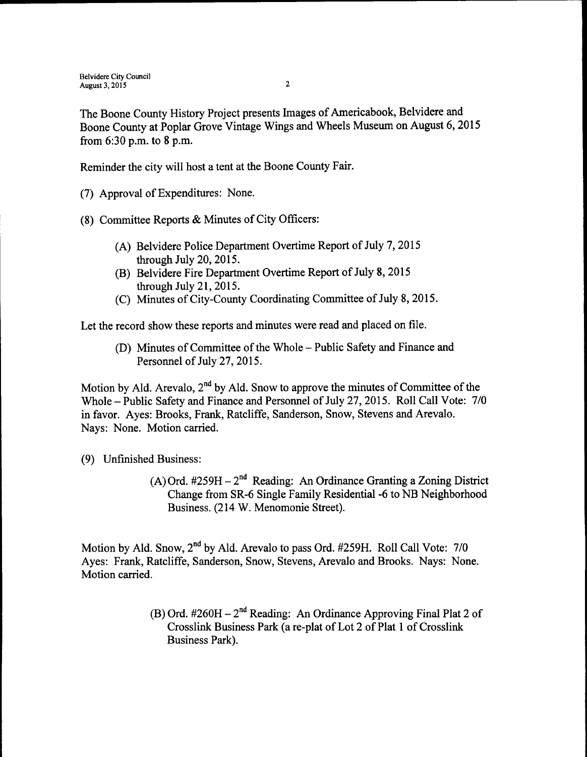The Boone County History Project presents Images of Americabook, Belvidere and Boone County at Poplar Grove Vintage Wings and Wheels Museum on August 6, 2015 from 6:30 p.m. to 8 p.m.

Reminder the city will host a tent at the Boone County Fair.

(7) Approval of Expenditures: None.

(8) Committee Reports & Minutes of City Officers:

(A) Belvidere Police Department Overtime Report of July 7, 2015 through July 20, 2015.
(B) Belvidere Fire Department Overtime Report of July 8, 2015 through July 21, 2015.
(C) Minutes of City-County Coordinating Committee of July 8, 2015.

Let the record show these reports and minutes were read and placed on file.

(D) Minutes of Committee of the Whole – Public Safety and Finance and Personnel of July 27, 2015.

Motion by Ald. Arevalo, 2nd by Ald. Snow to approve the minutes of Committee of the Whole – Public Safety and Finance and Personnel of July 27, 2015. Roll Call Vote: 7/0 in favor. Ayes: Brooks, Frank, Ratcliffe, Sanderson, Snow, Stevens and Arevalo. Nays: None. Motion carried.

(9) Unfinished Business:

(A) Ord. #259H – 2nd Reading: An Ordinance Granting a Zoning District Change from SR-6 Single Family Residential -6 to NB Neighborhood Business. (214 W. Menomonie Street).

Motion by Ald. Snow, 2nd by Ald. Arevalo to pass Ord. #259H. Roll Call Vote: 7/0 Ayes: Frank, Ratcliffe, Sanderson, Snow, Stevens, Arevalo and Brooks. Nays: None. Motion carried.

(B) Ord. #260H – 2nd Reading: An Ordinance Approving Final Plat 2 of Crosslink Business Park (a re-plat of Lot 2 of Plat 1 of Crosslink Business Park).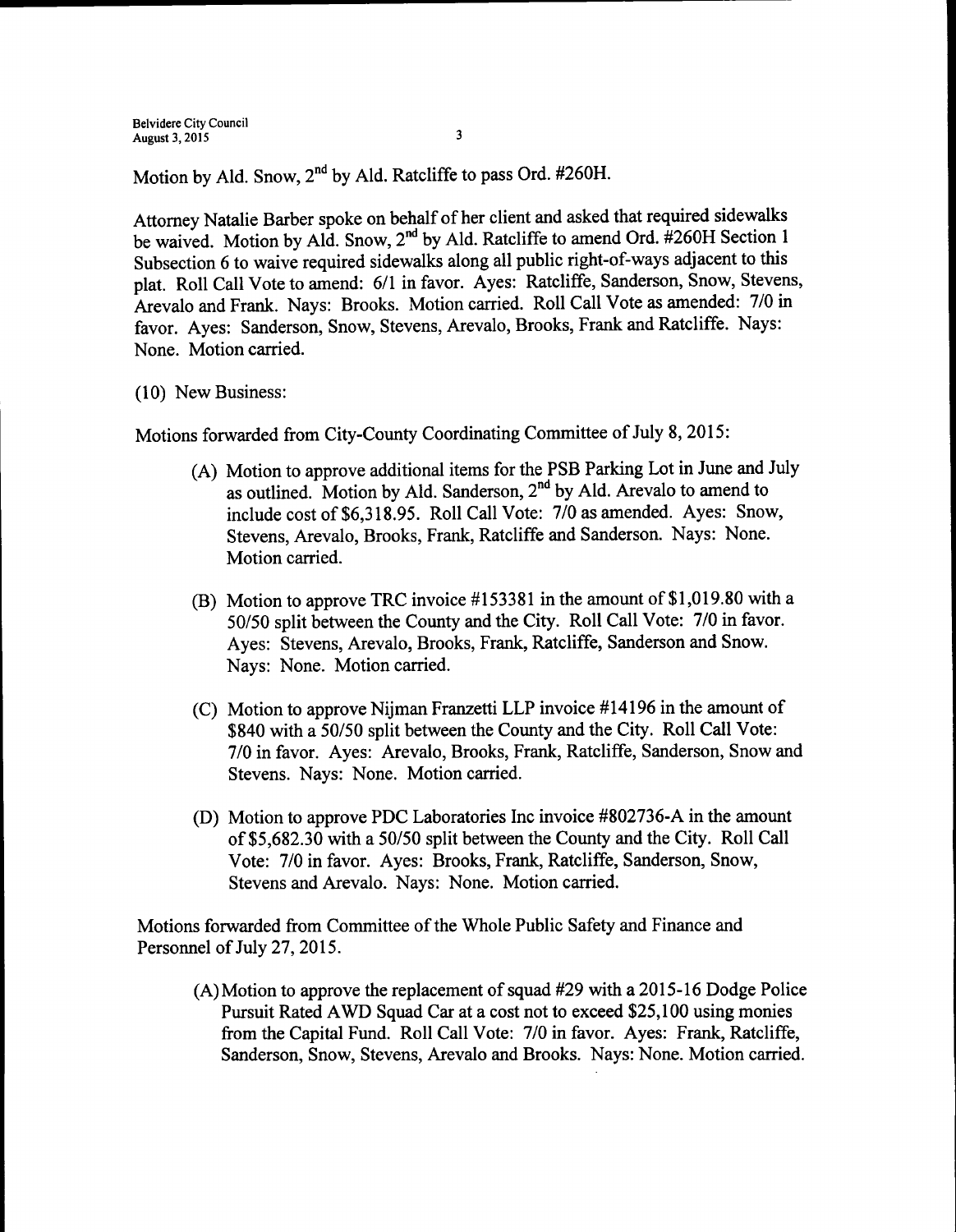Motion by Ald. Snow, 2nd by Ald. Ratcliffe to pass Ord. #260H.

Attorney Natalie Barber spoke on behalf of her client and asked that required sidewalks be waived. Motion by Ald. Snow, 2nd by Ald. Ratcliffe to amend Ord. #260H Section 1 Subsection 6 to waive required sidewalks along all public right-of-ways adjacent to this plat. Roll Call Vote to amend: 6/1 in favor. Ayes: Ratcliffe, Sanderson, Snow, Stevens, Arevalo and Frank. Nays: Brooks. Motion carried. Roll Call Vote as amended: 7/0 in favor. Ayes: Sanderson, Snow, Stevens, Arevalo, Brooks, Frank and Ratcliffe. Nays: None. Motion carried.

(10) New Business:

Motions forwarded from City-County Coordinating Committee of July 8, 2015:

(A) Motion to approve additional items for the PSB Parking Lot in June and July as outlined. Motion by Ald. Sanderson, 2nd by Ald. Arevalo to amend to include cost of $6,318.95. Roll Call Vote: 7/0 as amended. Ayes: Snow, Stevens, Arevalo, Brooks, Frank, Ratcliffe and Sanderson. Nays: None. Motion carried.

(B) Motion to approve TRC invoice #153381 in the amount of $1,019.80 with a 50/50 split between the County and the City. Roll Call Vote: 7/0 in favor. Ayes: Stevens, Arevalo, Brooks, Frank, Ratcliffe, Sanderson and Snow. Nays: None. Motion carried.

(C) Motion to approve Nijman Franzetti LLP invoice #14196 in the amount of $840 with a 50/50 split between the County and the City. Roll Call Vote: 7/0 in favor. Ayes: Arevalo, Brooks, Frank, Ratcliffe, Sanderson, Snow and Stevens. Nays: None. Motion carried.

(D) Motion to approve PDC Laboratories Inc invoice #802736-A in the amount of $5,682.30 with a 50/50 split between the County and the City. Roll Call Vote: 7/0 in favor. Ayes: Brooks, Frank, Ratcliffe, Sanderson, Snow, Stevens and Arevalo. Nays: None. Motion carried.

Motions forwarded from Committee of the Whole Public Safety and Finance and Personnel of July 27, 2015.

(A) Motion to approve the replacement of squad #29 with a 2015-16 Dodge Police Pursuit Rated AWD Squad Car at a cost not to exceed $25,100 using monies from the Capital Fund. Roll Call Vote: 7/0 in favor. Ayes: Frank, Ratcliffe, Sanderson, Snow, Stevens, Arevalo and Brooks. Nays: None. Motion carried.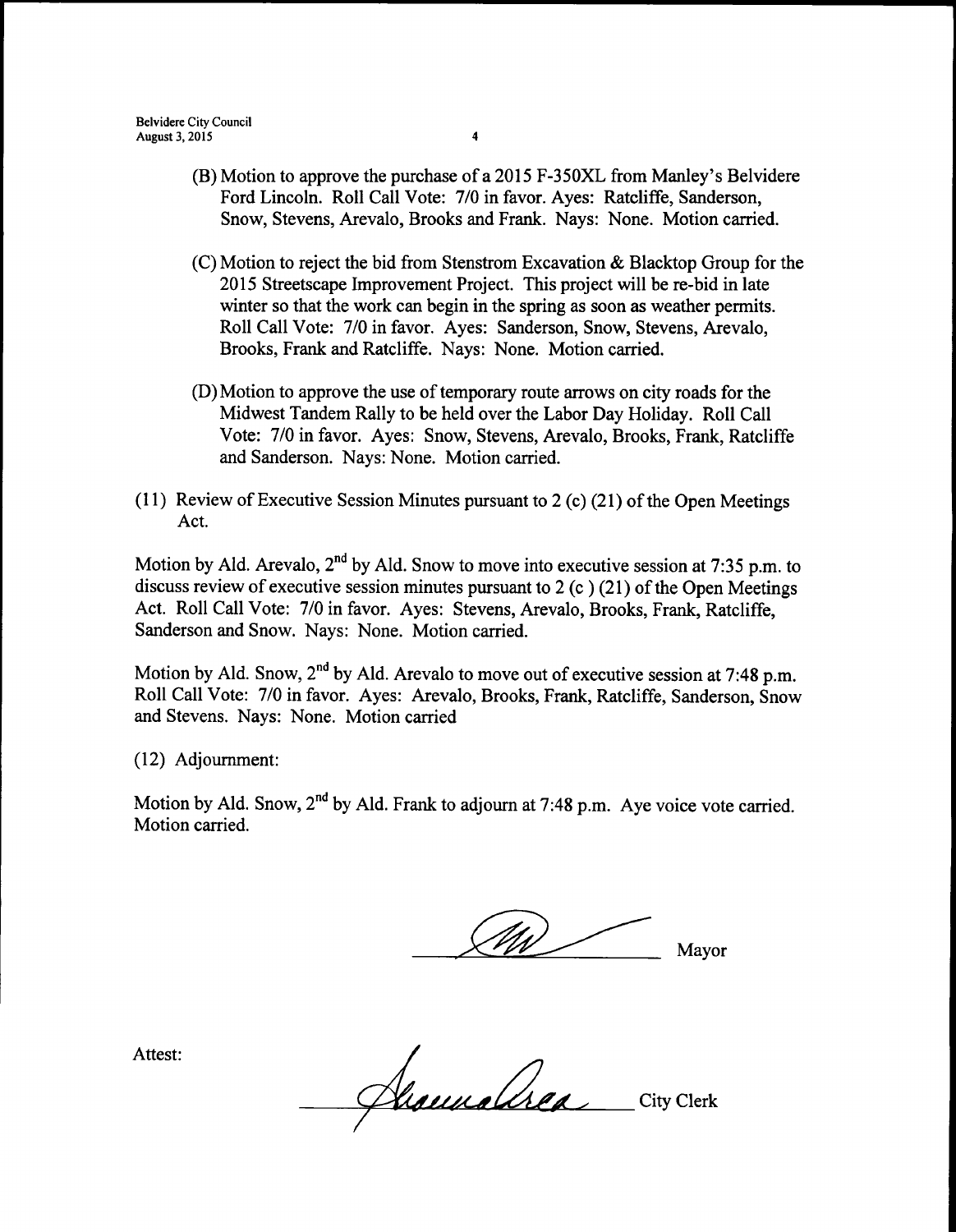(B) Motion to approve the purchase of a 2015 F-350XL from Manley's Belvidere Ford Lincoln. Roll Call Vote: 7/0 in favor. Ayes: Ratcliffe, Sanderson, Snow, Stevens, Arevalo, Brooks and Frank. Nays: None. Motion carried.

(C) Motion to reject the bid from Stenstrom Excavation & Blacktop Group for the 2015 Streetscape Improvement Project. This project will be re-bid in late winter so that the work can begin in the spring as soon as weather permits. Roll Call Vote: 7/0 in favor. Ayes: Sanderson, Snow, Stevens, Arevalo, Brooks, Frank and Ratcliffe. Nays: None. Motion carried.

(D) Motion to approve the use of temporary route arrows on city roads for the Midwest Tandem Rally to be held over the Labor Day Holiday. Roll Call Vote: 7/0 in favor. Ayes: Snow, Stevens, Arevalo, Brooks, Frank, Ratcliffe and Sanderson. Nays: None. Motion carried.

(11) Review of Executive Session Minutes pursuant to 2 (c) (21) of the Open Meetings Act.

Motion by Ald. Arevalo, 2nd by Ald. Snow to move into executive session at 7:35 p.m. to discuss review of executive session minutes pursuant to 2 (c ) (21) of the Open Meetings Act. Roll Call Vote: 7/0 in favor. Ayes: Stevens, Arevalo, Brooks, Frank, Ratcliffe, Sanderson and Snow. Nays: None. Motion carried.

Motion by Ald. Snow, 2nd by Ald. Arevalo to move out of executive session at 7:48 p.m. Roll Call Vote: 7/0 in favor. Ayes: Arevalo, Brooks, Frank, Ratcliffe, Sanderson, Snow and Stevens. Nays: None. Motion carried

(12) Adjournment:

Motion by Ald. Snow, 2nd by Ald. Frank to adjourn at 7:48 p.m. Aye voice vote carried. Motion carried.

Mayor

Attest:

City Clerk